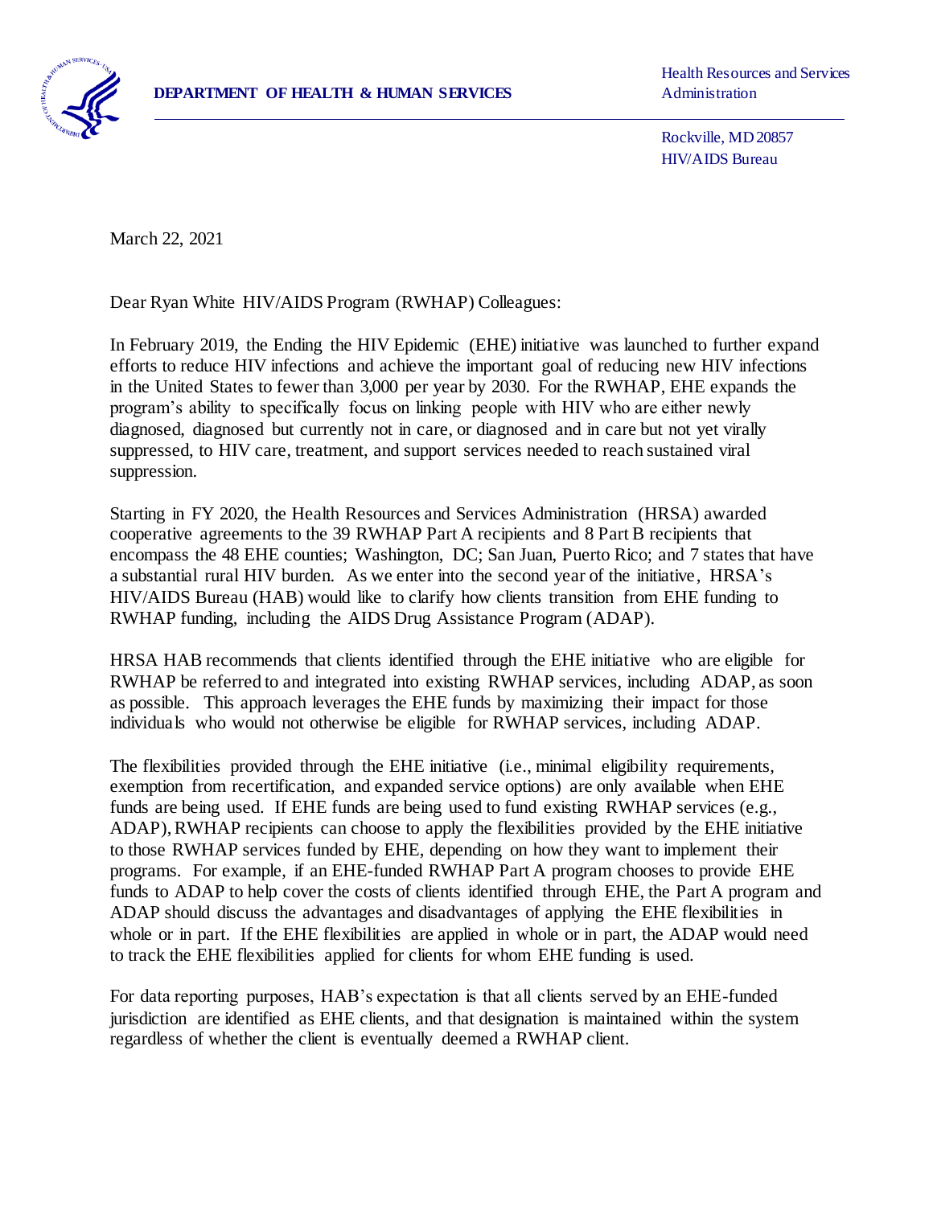**DEPARTMENT OF HEALTH & HUMAN SERVICES**

Health Resources and Services Administration

Rockville, MD 20857
HIV/AIDS Bureau

March 22, 2021

Dear Ryan White HIV/AIDS Program (RWHAP) Colleagues:

In February 2019, the Ending the HIV Epidemic (EHE) initiative was launched to further expand efforts to reduce HIV infections and achieve the important goal of reducing new HIV infections in the United States to fewer than 3,000 per year by 2030. For the RWHAP, EHE expands the program's ability to specifically focus on linking people with HIV who are either newly diagnosed, diagnosed but currently not in care, or diagnosed and in care but not yet virally suppressed, to HIV care, treatment, and support services needed to reach sustained viral suppression.

Starting in FY 2020, the Health Resources and Services Administration (HRSA) awarded cooperative agreements to the 39 RWHAP Part A recipients and 8 Part B recipients that encompass the 48 EHE counties; Washington, DC; San Juan, Puerto Rico; and 7 states that have a substantial rural HIV burden. As we enter into the second year of the initiative, HRSA's HIV/AIDS Bureau (HAB) would like to clarify how clients transition from EHE funding to RWHAP funding, including the AIDS Drug Assistance Program (ADAP).

HRSA HAB recommends that clients identified through the EHE initiative who are eligible for RWHAP be referred to and integrated into existing RWHAP services, including ADAP, as soon as possible. This approach leverages the EHE funds by maximizing their impact for those individuals who would not otherwise be eligible for RWHAP services, including ADAP.

The flexibilities provided through the EHE initiative (i.e., minimal eligibility requirements, exemption from recertification, and expanded service options) are only available when EHE funds are being used. If EHE funds are being used to fund existing RWHAP services (e.g., ADAP), RWHAP recipients can choose to apply the flexibilities provided by the EHE initiative to those RWHAP services funded by EHE, depending on how they want to implement their programs. For example, if an EHE-funded RWHAP Part A program chooses to provide EHE funds to ADAP to help cover the costs of clients identified through EHE, the Part A program and ADAP should discuss the advantages and disadvantages of applying the EHE flexibilities in whole or in part. If the EHE flexibilities are applied in whole or in part, the ADAP would need to track the EHE flexibilities applied for clients for whom EHE funding is used.

For data reporting purposes, HAB's expectation is that all clients served by an EHE-funded jurisdiction are identified as EHE clients, and that designation is maintained within the system regardless of whether the client is eventually deemed a RWHAP client.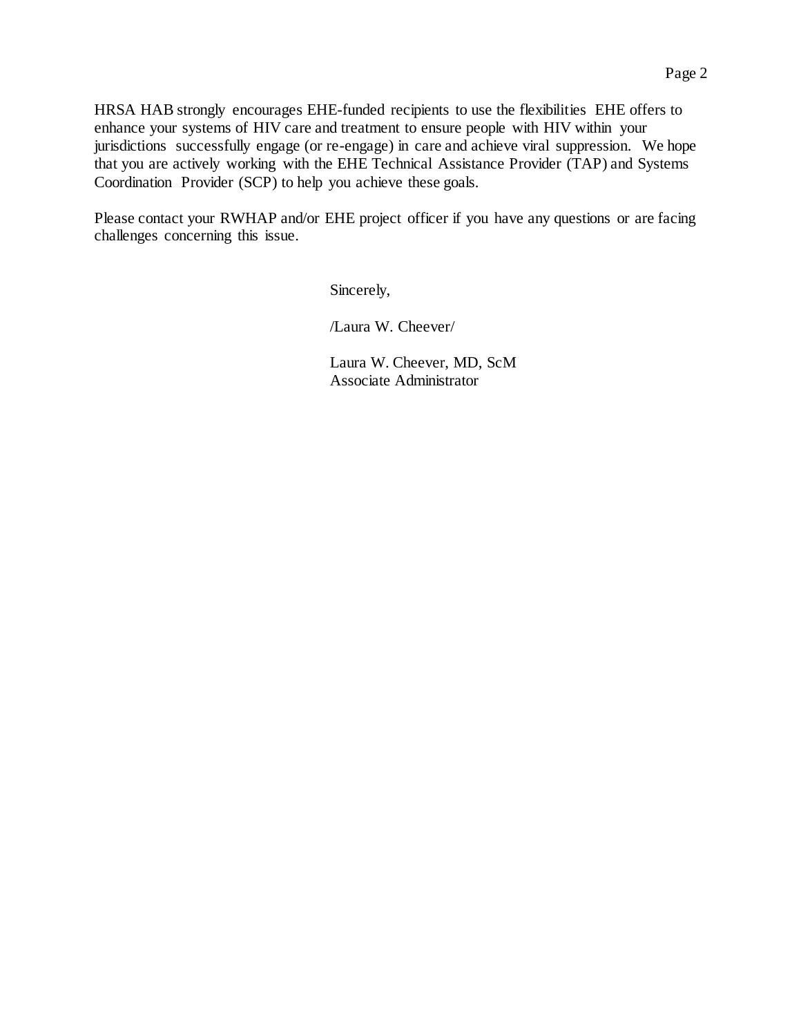HRSA HAB strongly encourages EHE-funded recipients to use the flexibilities EHE offers to enhance your systems of HIV care and treatment to ensure people with HIV within your jurisdictions successfully engage (or re-engage) in care and achieve viral suppression. We hope that you are actively working with the EHE Technical Assistance Provider (TAP) and Systems Coordination Provider (SCP) to help you achieve these goals.

Please contact your RWHAP and/or EHE project officer if you have any questions or are facing challenges concerning this issue.

Sincerely,

/Laura W. Cheever/

Laura W. Cheever, MD, ScM
Associate Administrator